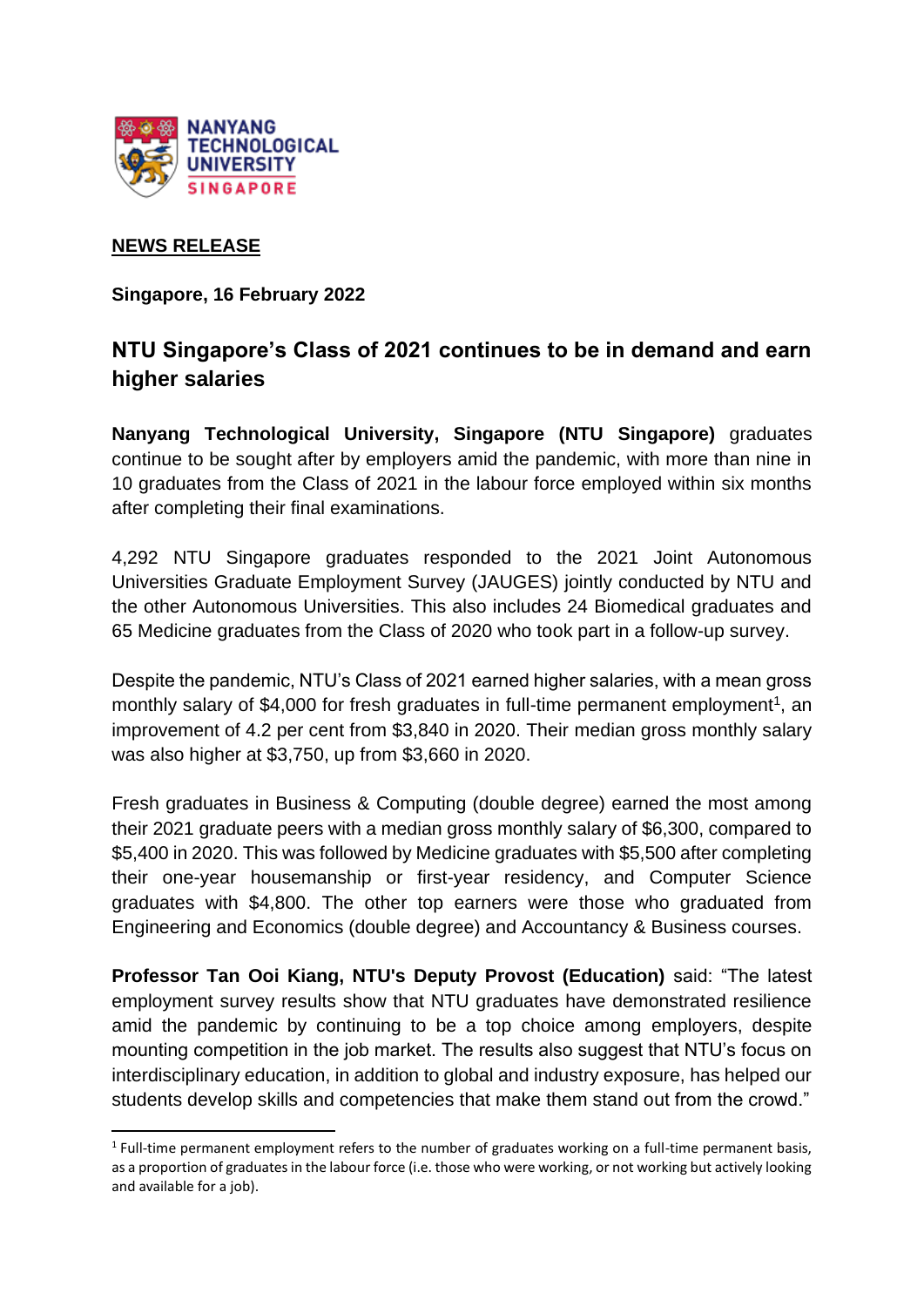**NEWS RELEASE**

**Singapore, 16 February 2022**

## NTU Singapore's Class of 2021 continues to be in demand and earn higher salaries

**Nanyang Technological University, Singapore (NTU Singapore)** graduates continue to be sought after by employers amid the pandemic, with more than nine in 10 graduates from the Class of 2021 in the labour force employed within six months after completing their final examinations.

4,292 NTU Singapore graduates responded to the 2021 Joint Autonomous Universities Graduate Employment Survey (JAUGES) jointly conducted by NTU and the other Autonomous Universities. This also includes 24 Biomedical graduates and 65 Medicine graduates from the Class of 2020 who took part in a follow-up survey.

Despite the pandemic, NTU's Class of 2021 earned higher salaries, with a mean gross monthly salary of $4,000 for fresh graduates in full-time permanent employment[1], an improvement of 4.2 per cent from $3,840 in 2020. Their median gross monthly salary was also higher at $3,750, up from $3,660 in 2020.

Fresh graduates in Business & Computing (double degree) earned the most among their 2021 graduate peers with a median gross monthly salary of $6,300, compared to $5,400 in 2020. This was followed by Medicine graduates with $5,500 after completing their one-year housemanship or first-year residency, and Computer Science graduates with $4,800. The other top earners were those who graduated from Engineering and Economics (double degree) and Accountancy & Business courses.

**Professor Tan Ooi Kiang, NTU's Deputy Provost (Education)** said: "The latest employment survey results show that NTU graduates have demonstrated resilience amid the pandemic by continuing to be a top choice among employers, despite mounting competition in the job market. The results also suggest that NTU's focus on interdisciplinary education, in addition to global and industry exposure, has helped our students develop skills and competencies that make them stand out from the crowd."

---

[1] Full-time permanent employment refers to the number of graduates working on a full-time permanent basis, as a proportion of graduates in the labour force (i.e. those who were working, or not working but actively looking and available for a job).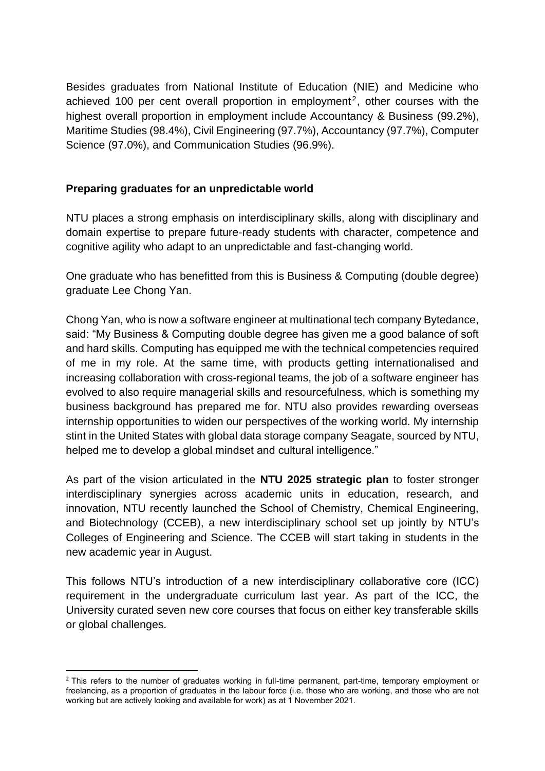Besides graduates from National Institute of Education (NIE) and Medicine who achieved 100 per cent overall proportion in employment[2], other courses with the highest overall proportion in employment include Accountancy & Business (99.2%), Maritime Studies (98.4%), Civil Engineering (97.7%), Accountancy (97.7%), Computer Science (97.0%), and Communication Studies (96.9%).

**Preparing graduates for an unpredictable world**

NTU places a strong emphasis on interdisciplinary skills, along with disciplinary and domain expertise to prepare future-ready students with character, competence and cognitive agility who adapt to an unpredictable and fast-changing world.

One graduate who has benefitted from this is Business & Computing (double degree) graduate Lee Chong Yan.

Chong Yan, who is now a software engineer at multinational tech company Bytedance, said: "My Business & Computing double degree has given me a good balance of soft and hard skills. Computing has equipped me with the technical competencies required of me in my role. At the same time, with products getting internationalised and increasing collaboration with cross-regional teams, the job of a software engineer has evolved to also require managerial skills and resourcefulness, which is something my business background has prepared me for. NTU also provides rewarding overseas internship opportunities to widen our perspectives of the working world. My internship stint in the United States with global data storage company Seagate, sourced by NTU, helped me to develop a global mindset and cultural intelligence."

As part of the vision articulated in the **NTU 2025 strategic plan** to foster stronger interdisciplinary synergies across academic units in education, research, and innovation, NTU recently launched the School of Chemistry, Chemical Engineering, and Biotechnology (CCEB), a new interdisciplinary school set up jointly by NTU's Colleges of Engineering and Science. The CCEB will start taking in students in the new academic year in August.

This follows NTU's introduction of a new interdisciplinary collaborative core (ICC) requirement in the undergraduate curriculum last year. As part of the ICC, the University curated seven new core courses that focus on either key transferable skills or global challenges.

[2] This refers to the number of graduates working in full-time permanent, part-time, temporary employment or freelancing, as a proportion of graduates in the labour force (i.e. those who are working, and those who are not working but are actively looking and available for work) as at 1 November 2021.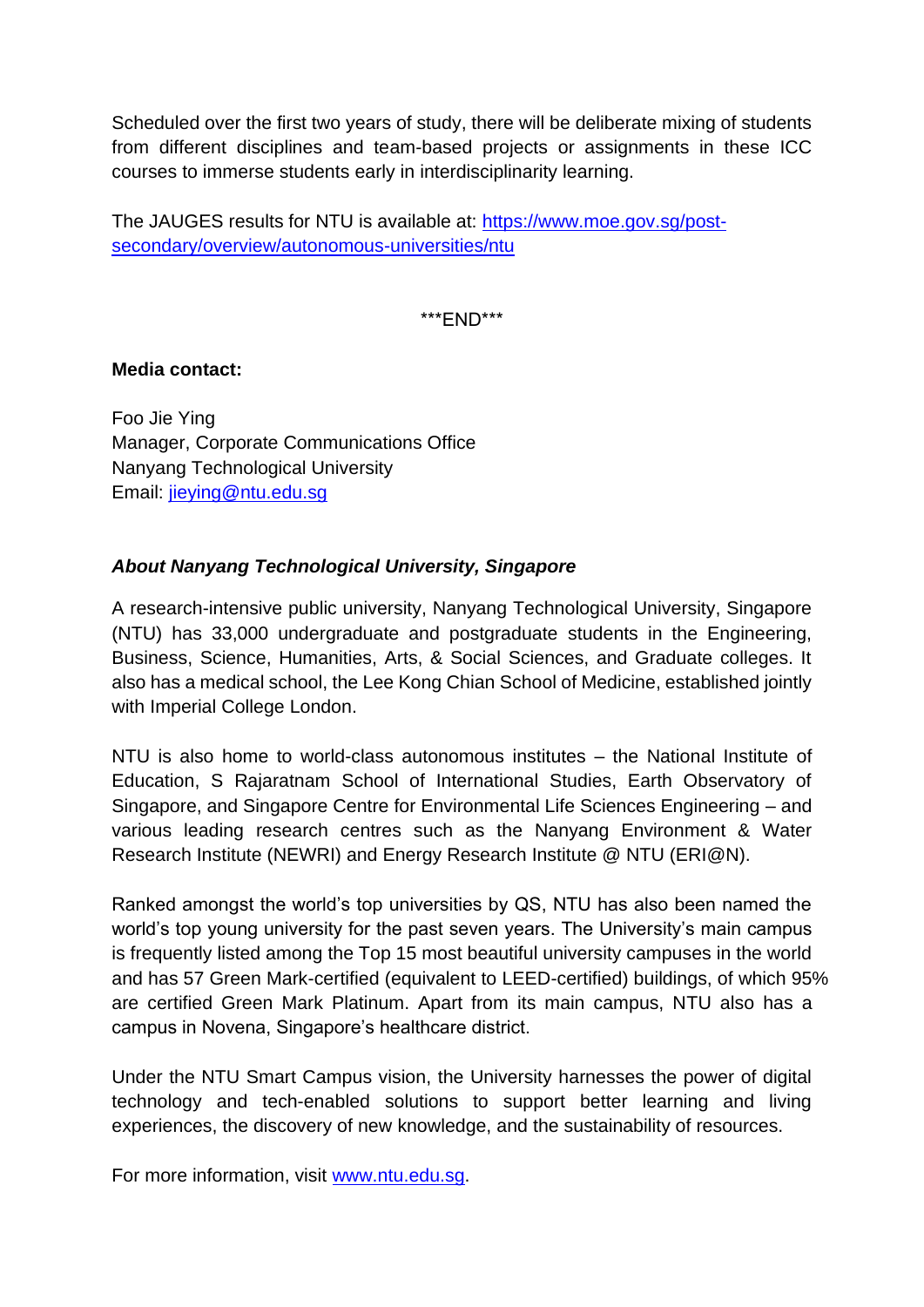Scheduled over the first two years of study, there will be deliberate mixing of students from different disciplines and team-based projects or assignments in these ICC courses to immerse students early in interdisciplinarity learning.

The JAUGES results for NTU is available at: [https://www.moe.gov.sg/post-secondary/overview/autonomous-universities/ntu](https://www.moe.gov.sg/post-secondary/overview/autonomous-universities/ntu)

***END***

**Media contact:**

Foo Jie Ying  
Manager, Corporate Communications Office  
Nanyang Technological University  
Email: [jieying@ntu.edu.sg](mailto:jieying@ntu.edu.sg)

***About Nanyang Technological University, Singapore***

A research-intensive public university, Nanyang Technological University, Singapore (NTU) has 33,000 undergraduate and postgraduate students in the Engineering, Business, Science, Humanities, Arts, & Social Sciences, and Graduate colleges. It also has a medical school, the Lee Kong Chian School of Medicine, established jointly with Imperial College London.

NTU is also home to world-class autonomous institutes – the National Institute of Education, S Rajaratnam School of International Studies, Earth Observatory of Singapore, and Singapore Centre for Environmental Life Sciences Engineering – and various leading research centres such as the Nanyang Environment & Water Research Institute (NEWRI) and Energy Research Institute @ NTU (ERI@N).

Ranked amongst the world's top universities by QS, NTU has also been named the world's top young university for the past seven years. The University's main campus is frequently listed among the Top 15 most beautiful university campuses in the world and has 57 Green Mark-certified (equivalent to LEED-certified) buildings, of which 95% are certified Green Mark Platinum. Apart from its main campus, NTU also has a campus in Novena, Singapore's healthcare district.

Under the NTU Smart Campus vision, the University harnesses the power of digital technology and tech-enabled solutions to support better learning and living experiences, the discovery of new knowledge, and the sustainability of resources.

For more information, visit [www.ntu.edu.sg](http://www.ntu.edu.sg).